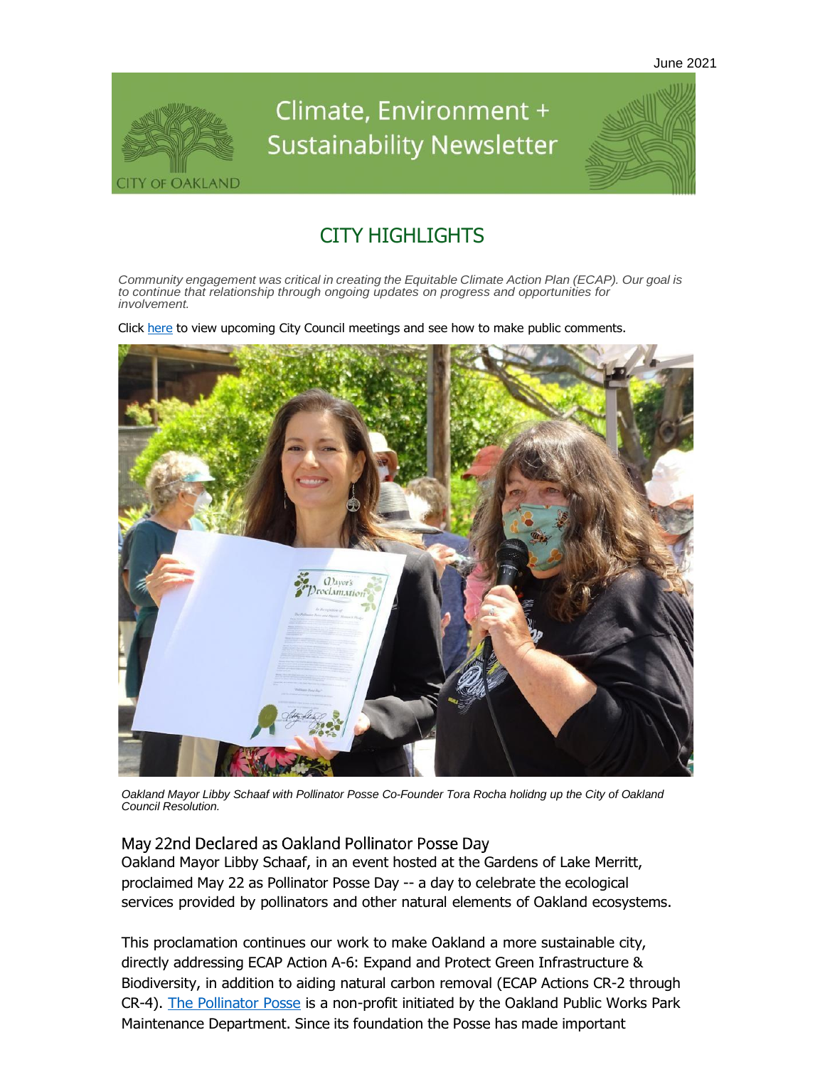June 2021

# Climate, Environment + Sustainability Newsletter

CITY OF OAKLAND

## CITY HIGHLIGHTS

*Community engagement was critical in creating the Equitable Climate Action Plan (ECAP). Our goal is to continue that relationship through ongoing updates on progress and opportunities for involvement.*

Click here to view upcoming City Council meetings and see how to make public comments.

*Oakland Mayor Libby Schaaf with Pollinator Posse Co-Founder Tora Rocha holidng up the City of Oakland Council Resolution.*

### May 22nd Declared as Oakland Pollinator Posse Day

Oakland Mayor Libby Schaaf, in an event hosted at the Gardens of Lake Merritt, proclaimed May 22 as Pollinator Posse Day -- a day to celebrate the ecological services provided by pollinators and other natural elements of Oakland ecosystems.

This proclamation continues our work to make Oakland a more sustainable city, directly addressing ECAP Action A-6: Expand and Protect Green Infrastructure & Biodiversity, in addition to aiding natural carbon removal (ECAP Actions CR-2 through CR-4). The Pollinator Posse is a non-profit initiated by the Oakland Public Works Park Maintenance Department. Since its foundation the Posse has made important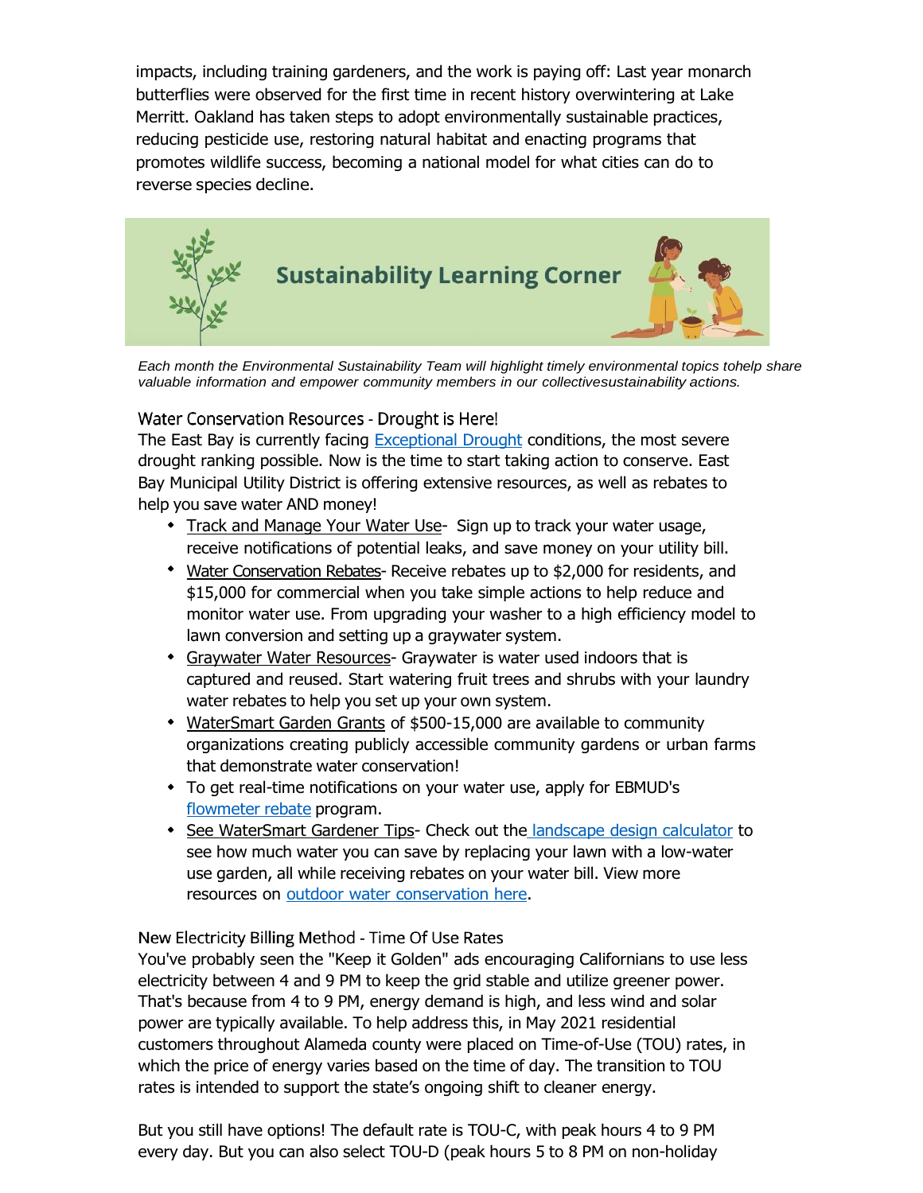impacts, including training gardeners, and the work is paying off: Last year monarch butterflies were observed for the first time in recent history overwintering at Lake Merritt. Oakland has taken steps to adopt environmentally sustainable practices, reducing pesticide use, restoring natural habitat and enacting programs that promotes wildlife success, becoming a national model for what cities can do to reverse species decline.

## Sustainability Learning Corner

*Each month the Environmental Sustainability Team will highlight timely environmental topics tohelp share valuable information and empower community members in our collectivesustainability actions.*

### Water Conservation Resources - Drought is Here!

The East Bay is currently facing [Exceptional Drought]() conditions, the most severe drought ranking possible. Now is the time to start taking action to conserve. East Bay Municipal Utility District is offering extensive resources, as well as rebates to help you save water AND money!

- Track and Manage Your Water Use- Sign up to track your water usage, receive notifications of potential leaks, and save money on your utility bill.
- Water Conservation Rebates- Receive rebates up to $2,000 for residents, and $15,000 for commercial when you take simple actions to help reduce and monitor water use. From upgrading your washer to a high efficiency model to lawn conversion and setting up a graywater system.
- Graywater Water Resources- Graywater is water used indoors that is captured and reused. Start watering fruit trees and shrubs with your laundry water rebates to help you set up your own system.
- WaterSmart Garden Grants of $500-15,000 are available to community organizations creating publicly accessible community gardens or urban farms that demonstrate water conservation!
- To get real-time notifications on your water use, apply for EBMUD's [flowmeter rebate]() program.
- See WaterSmart Gardener Tips- Check out the [landscape design calculator]() to see how much water you can save by replacing your lawn with a low-water use garden, all while receiving rebates on your water bill. View more resources on [outdoor water conservation here]().

### New Electricity Billing Method - Time Of Use Rates

You've probably seen the "Keep it Golden" ads encouraging Californians to use less electricity between 4 and 9 PM to keep the grid stable and utilize greener power. That's because from 4 to 9 PM, energy demand is high, and less wind and solar power are typically available. To help address this, in May 2021 residential customers throughout Alameda county were placed on Time-of-Use (TOU) rates, in which the price of energy varies based on the time of day. The transition to TOU rates is intended to support the state's ongoing shift to cleaner energy.

But you still have options! The default rate is TOU-C, with peak hours 4 to 9 PM every day. But you can also select TOU-D (peak hours 5 to 8 PM on non-holiday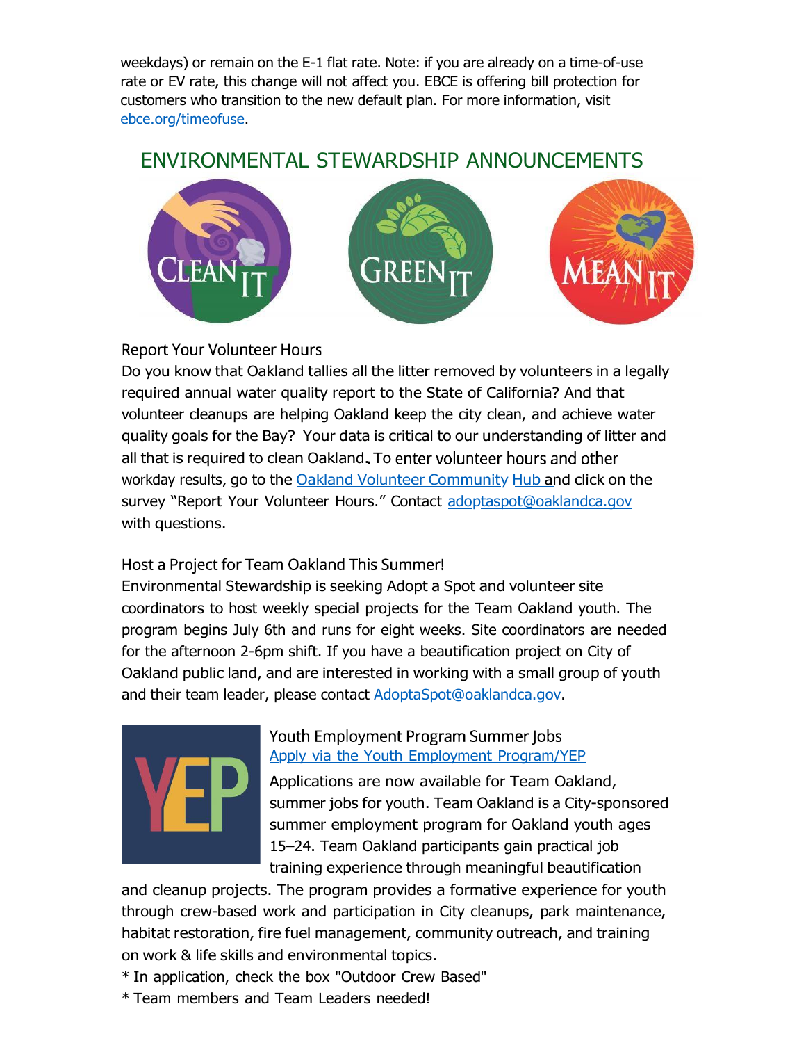weekdays) or remain on the E-1 flat rate. Note: if you are already on a time-of-use rate or EV rate, this change will not affect you. EBCE is offering bill protection for customers who transition to the new default plan. For more information, visit ebce.org/timeofuse.

## ENVIRONMENTAL STEWARDSHIP ANNOUNCEMENTS

### Report Your Volunteer Hours

Do you know that Oakland tallies all the litter removed by volunteers in a legally required annual water quality report to the State of California? And that volunteer cleanups are helping Oakland keep the city clean, and achieve water quality goals for the Bay? Your data is critical to our understanding of litter and all that is required to clean Oakland. To enter volunteer hours and other workday results, go to the Oakland Volunteer Community Hub and click on the survey "Report Your Volunteer Hours." Contact adoptaspot@oaklandca.gov with questions.

### Host a Project for Team Oakland This Summer!

Environmental Stewardship is seeking Adopt a Spot and volunteer site coordinators to host weekly special projects for the Team Oakland youth. The program begins July 6th and runs for eight weeks. Site coordinators are needed for the afternoon 2-6pm shift. If you have a beautification project on City of Oakland public land, and are interested in working with a small group of youth and their team leader, please contact AdoptaSpot@oaklandca.gov.

### Youth Employment Program Summer Jobs

Apply via the Youth Employment Program/YEP

Applications are now available for Team Oakland, summer jobs for youth. Team Oakland is a City-sponsored summer employment program for Oakland youth ages 15–24. Team Oakland participants gain practical job training experience through meaningful beautification and cleanup projects. The program provides a formative experience for youth through crew-based work and participation in City cleanups, park maintenance, habitat restoration, fire fuel management, community outreach, and training on work & life skills and environmental topics.

* In application, check the box "Outdoor Crew Based"
* Team members and Team Leaders needed!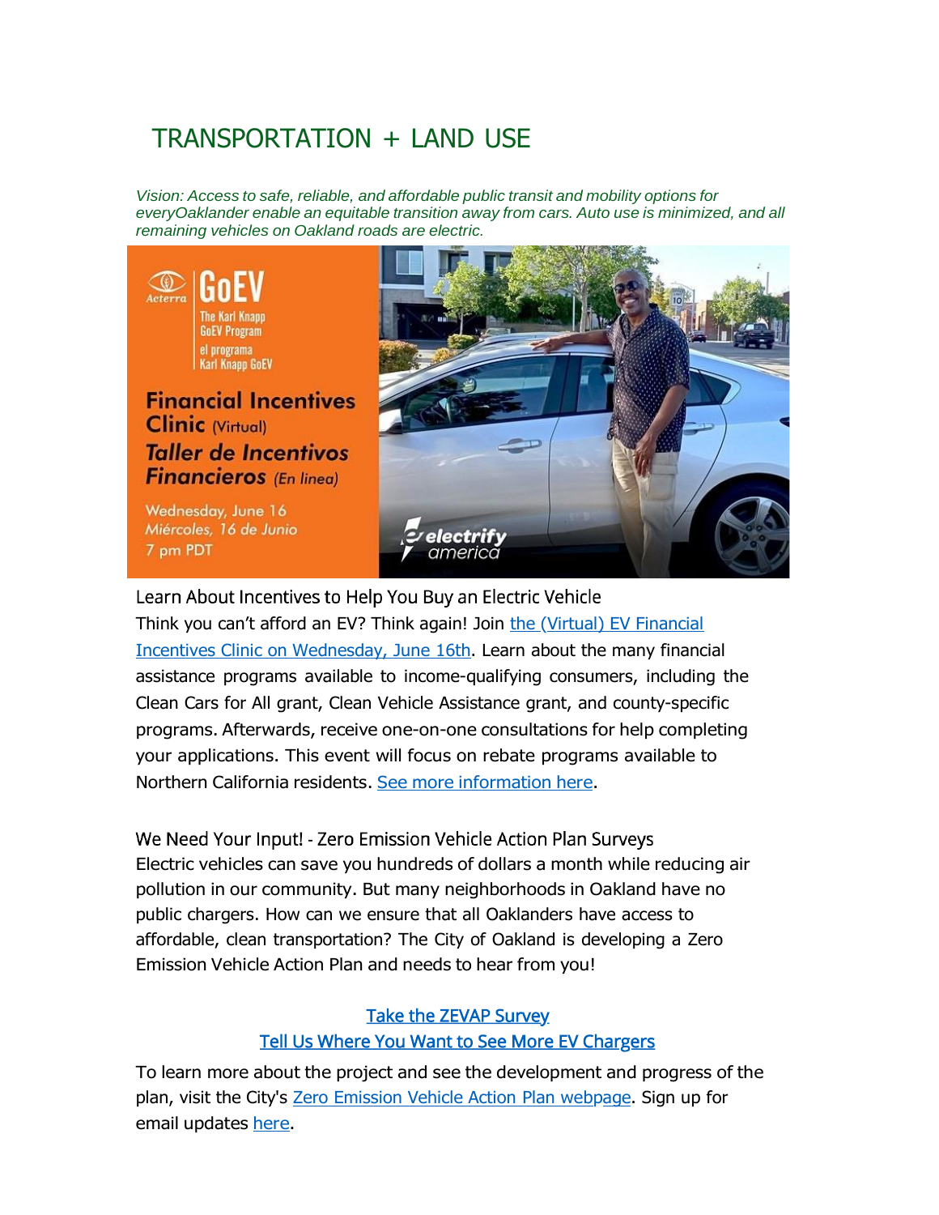# TRANSPORTATION + LAND USE

*Vision: Access to safe, reliable, and affordable public transit and mobility options for everyOaklander enable an equitable transition away from cars. Auto use is minimized, and all remaining vehicles on Oakland roads are electric.*

### Learn About Incentives to Help You Buy an Electric Vehicle

Think you can't afford an EV? Think again! Join [the (Virtual) EV Financial Incentives Clinic on Wednesday, June 16th](). Learn about the many financial assistance programs available to income-qualifying consumers, including the Clean Cars for All grant, Clean Vehicle Assistance grant, and county-specific programs. Afterwards, receive one-on-one consultations for help completing your applications. This event will focus on rebate programs available to Northern California residents. [See more information here]().

### We Need Your Input! - Zero Emission Vehicle Action Plan Surveys

Electric vehicles can save you hundreds of dollars a month while reducing air pollution in our community. But many neighborhoods in Oakland have no public chargers. How can we ensure that all Oaklanders have access to affordable, clean transportation? The City of Oakland is developing a Zero Emission Vehicle Action Plan and needs to hear from you!

[Take the ZEVAP Survey]()

[Tell Us Where You Want to See More EV Chargers]()

To learn more about the project and see the development and progress of the plan, visit the City's [Zero Emission Vehicle Action Plan webpage](). Sign up for email updates [here]().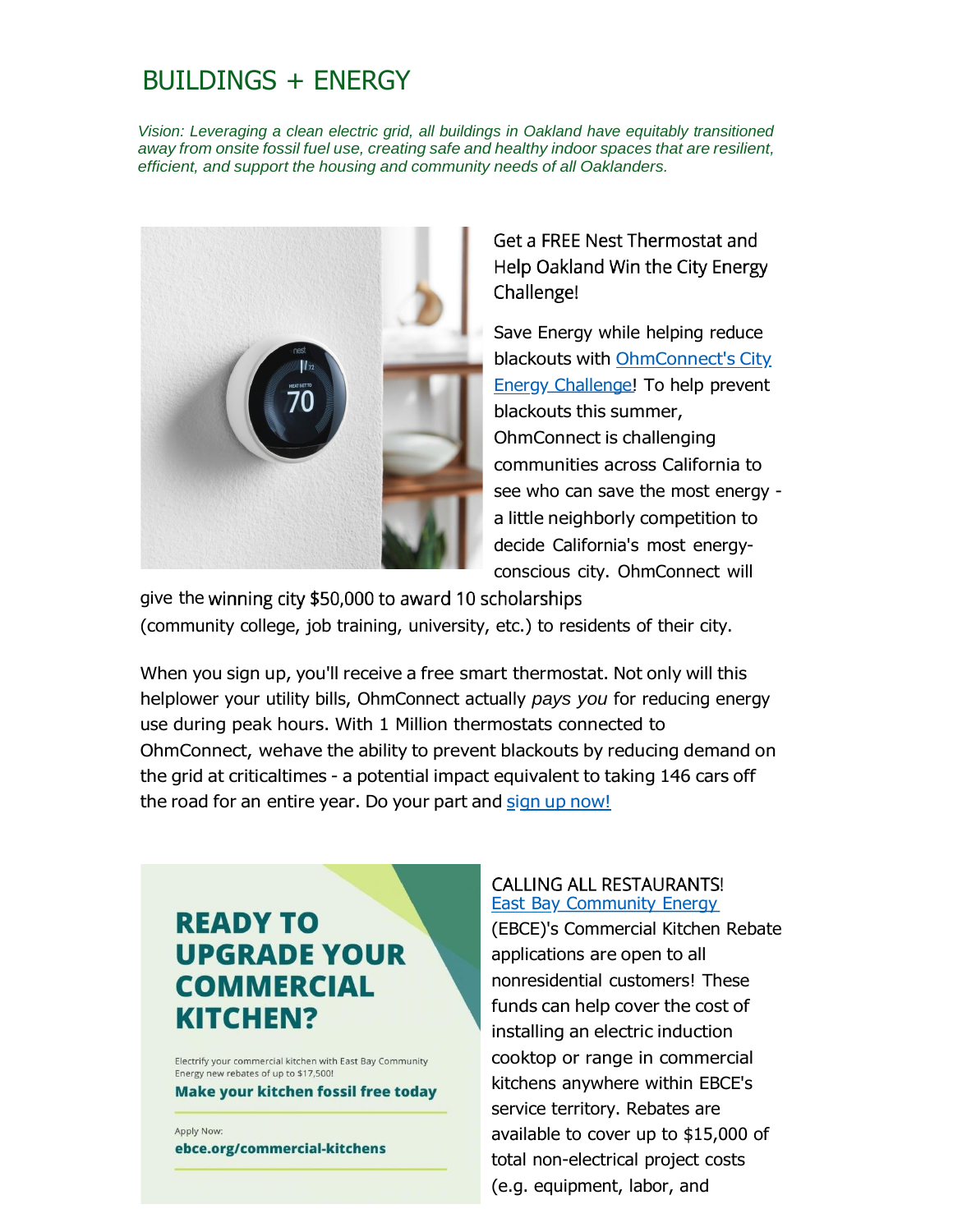# BUILDINGS + ENERGY

*Vision: Leveraging a clean electric grid, all buildings in Oakland have equitably transitioned away from onsite fossil fuel use, creating safe and healthy indoor spaces that are resilient, efficient, and support the housing and community needs of all Oaklanders.*

Get a FREE Nest Thermostat and Help Oakland Win the City Energy Challenge!

Save Energy while helping reduce blackouts with [OhmConnect's City Energy Challenge]! To help prevent blackouts this summer, OhmConnect is challenging communities across California to see who can save the most energy - a little neighborly competition to decide California's most energy-conscious city. OhmConnect will give the winning city $50,000 to award 10 scholarships (community college, job training, university, etc.) to residents of their city.

When you sign up, you'll receive a free smart thermostat. Not only will this helplower your utility bills, OhmConnect actually *pays you* for reducing energy use during peak hours. With 1 Million thermostats connected to OhmConnect, wehave the ability to prevent blackouts by reducing demand on the grid at criticaltimes - a potential impact equivalent to taking 146 cars off the road for an entire year. Do your part and [sign up now!]

**READY TO UPGRADE YOUR COMMERCIAL KITCHEN?**

Electrify your commercial kitchen with East Bay Community Energy new rebates of up to $17,500!

**Make your kitchen fossil free today**

Apply Now:
**ebce.org/commercial-kitchens**

CALLING ALL RESTAURANTS!
[East Bay Community Energy] (EBCE)'s Commercial Kitchen Rebate applications are open to all nonresidential customers! These funds can help cover the cost of installing an electric induction cooktop or range in commercial kitchens anywhere within EBCE's service territory. Rebates are available to cover up to $15,000 of total non-electrical project costs (e.g. equipment, labor, and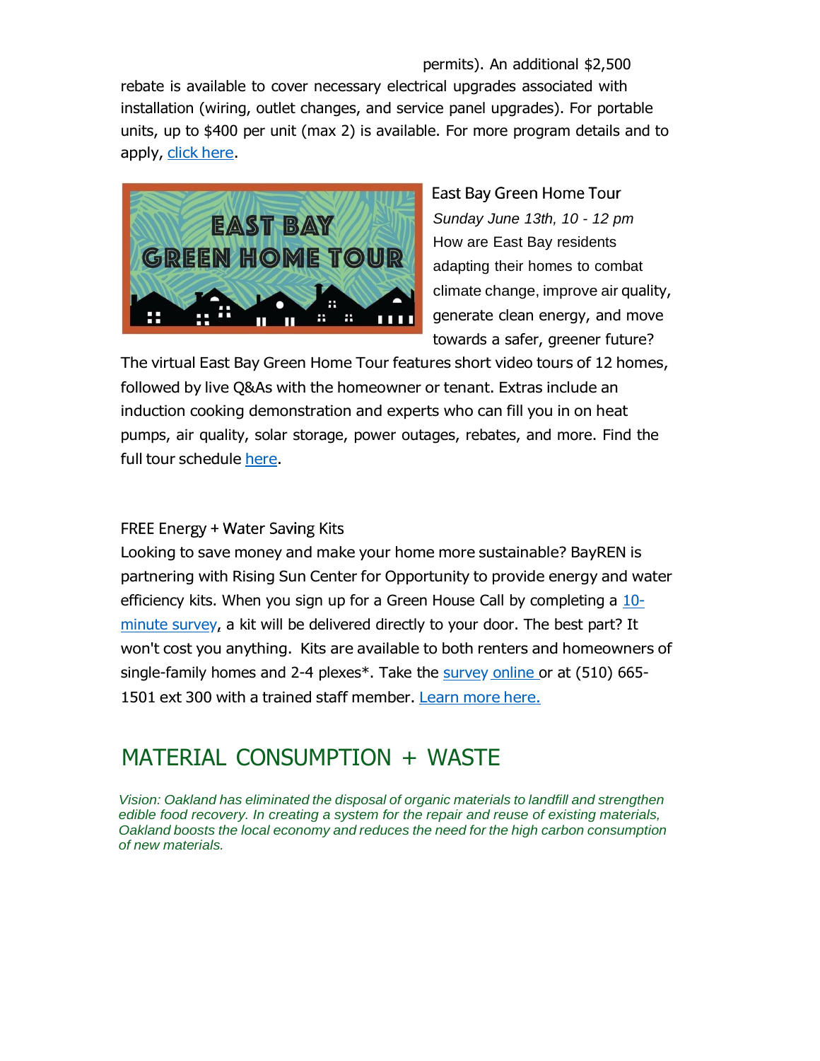permits). An additional $2,500 rebate is available to cover necessary electrical upgrades associated with installation (wiring, outlet changes, and service panel upgrades). For portable units, up to $400 per unit (max 2) is available. For more program details and to apply, click here.

### East Bay Green Home Tour

*Sunday June 13th, 10 - 12 pm*

How are East Bay residents adapting their homes to combat climate change, improve air quality, generate clean energy, and move towards a safer, greener future? The virtual East Bay Green Home Tour features short video tours of 12 homes, followed by live Q&As with the homeowner or tenant. Extras include an induction cooking demonstration and experts who can fill you in on heat pumps, air quality, solar storage, power outages, rebates, and more. Find the full tour schedule here.

### FREE Energy + Water Saving Kits

Looking to save money and make your home more sustainable? BayREN is partnering with Rising Sun Center for Opportunity to provide energy and water efficiency kits. When you sign up for a Green House Call by completing a 10-minute survey, a kit will be delivered directly to your door. The best part? It won't cost you anything. Kits are available to both renters and homeowners of single-family homes and 2-4 plexes*. Take the survey online or at (510) 665-1501 ext 300 with a trained staff member. Learn more here.

## MATERIAL CONSUMPTION + WASTE

*Vision: Oakland has eliminated the disposal of organic materials to landfill and strengthen edible food recovery. In creating a system for the repair and reuse of existing materials, Oakland boosts the local economy and reduces the need for the high carbon consumption of new materials.*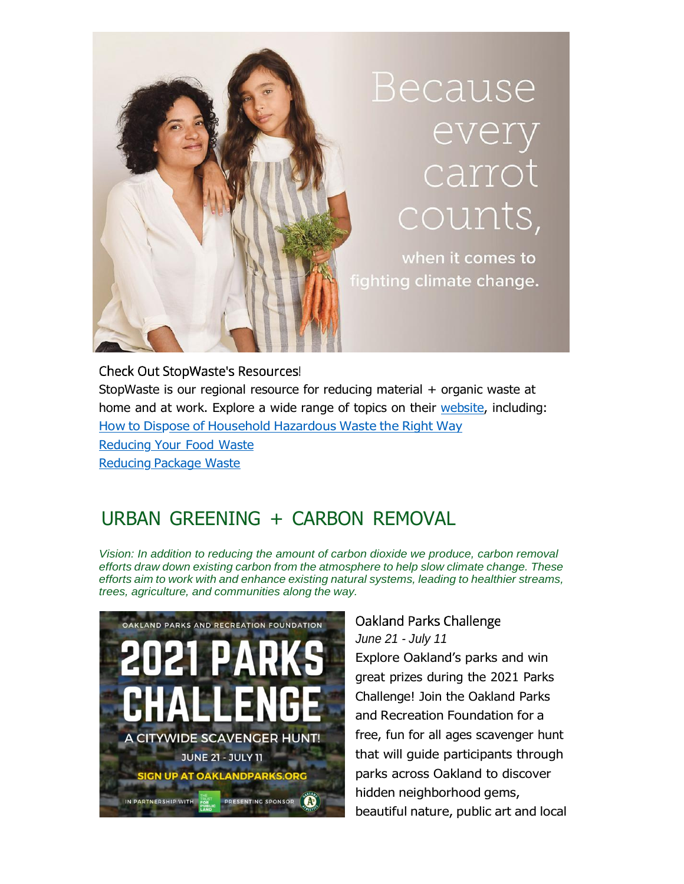Check Out StopWaste's Resources!

StopWaste is our regional resource for reducing material + organic waste at home and at work. Explore a wide range of topics on their website, including:

How to Dispose of Household Hazardous Waste the Right Way

Reducing Your Food Waste

Reducing Package Waste

## URBAN GREENING + CARBON REMOVAL

*Vision: In addition to reducing the amount of carbon dioxide we produce, carbon removal efforts draw down existing carbon from the atmosphere to help slow climate change. These efforts aim to work with and enhance existing natural systems, leading to healthier streams, trees, agriculture, and communities along the way.*

### Oakland Parks Challenge

*June 21 - July 11*

Explore Oakland's parks and win great prizes during the 2021 Parks Challenge! Join the Oakland Parks and Recreation Foundation for a free, fun for all ages scavenger hunt that will guide participants through parks across Oakland to discover hidden neighborhood gems, beautiful nature, public art and local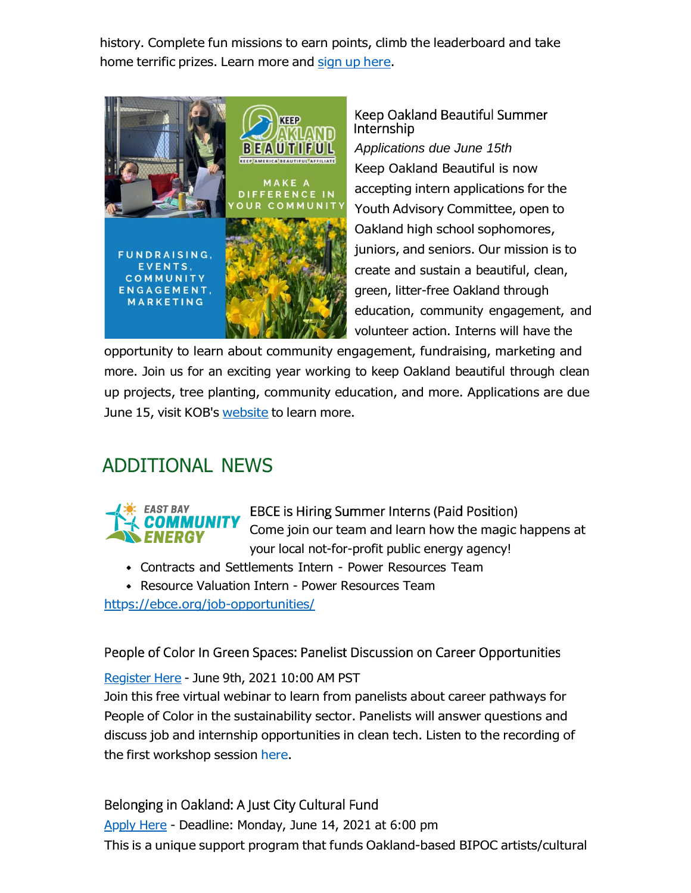history. Complete fun missions to earn points, climb the leaderboard and take home terrific prizes. Learn more and sign up here.

Keep Oakland Beautiful Summer Internship

*Applications due June 15th*

Keep Oakland Beautiful is now accepting intern applications for the Youth Advisory Committee, open to Oakland high school sophomores, juniors, and seniors. Our mission is to create and sustain a beautiful, clean, green, litter-free Oakland through education, community engagement, and volunteer action. Interns will have the opportunity to learn about community engagement, fundraising, marketing and more. Join us for an exciting year working to keep Oakland beautiful through clean up projects, tree planting, community education, and more. Applications are due June 15, visit KOB's website to learn more.

## ADDITIONAL NEWS

EBCE is Hiring Summer Interns (Paid Position)

Come join our team and learn how the magic happens at your local not-for-profit public energy agency!

- Contracts and Settlements Intern - Power Resources Team
- Resource Valuation Intern - Power Resources Team

https://ebce.org/job-opportunities/

People of Color In Green Spaces: Panelist Discussion on Career Opportunities

Register Here - June 9th, 2021 10:00 AM PST

Join this free virtual webinar to learn from panelists about career pathways for People of Color in the sustainability sector. Panelists will answer questions and discuss job and internship opportunities in clean tech. Listen to the recording of the first workshop session here.

Belonging in Oakland: A Just City Cultural Fund

Apply Here - Deadline: Monday, June 14, 2021 at 6:00 pm

This is a unique support program that funds Oakland-based BIPOC artists/cultural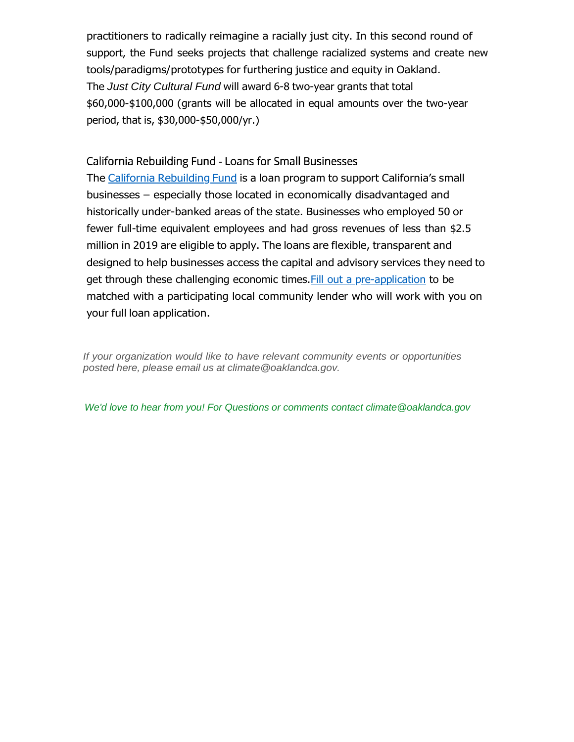practitioners to radically reimagine a racially just city. In this second round of support, the Fund seeks projects that challenge racialized systems and create new tools/paradigms/prototypes for furthering justice and equity in Oakland.
The *Just City Cultural Fund* will award 6-8 two-year grants that total $60,000-$100,000 (grants will be allocated in equal amounts over the two-year period, that is, $30,000-$50,000/yr.)

### California Rebuilding Fund - Loans for Small Businesses

The [California Rebuilding Fund]() is a loan program to support California's small businesses – especially those located in economically disadvantaged and historically under-banked areas of the state. Businesses who employed 50 or fewer full-time equivalent employees and had gross revenues of less than $2.5 million in 2019 are eligible to apply. The loans are flexible, transparent and designed to help businesses access the capital and advisory services they need to get through these challenging economic times.[Fill out a pre-application]() to be matched with a participating local community lender who will work with you on your full loan application.

*If your organization would like to have relevant community events or opportunities posted here, please email us at climate@oaklandca.gov.*

*We'd love to hear from you! For Questions or comments contact climate@oaklandca.gov*